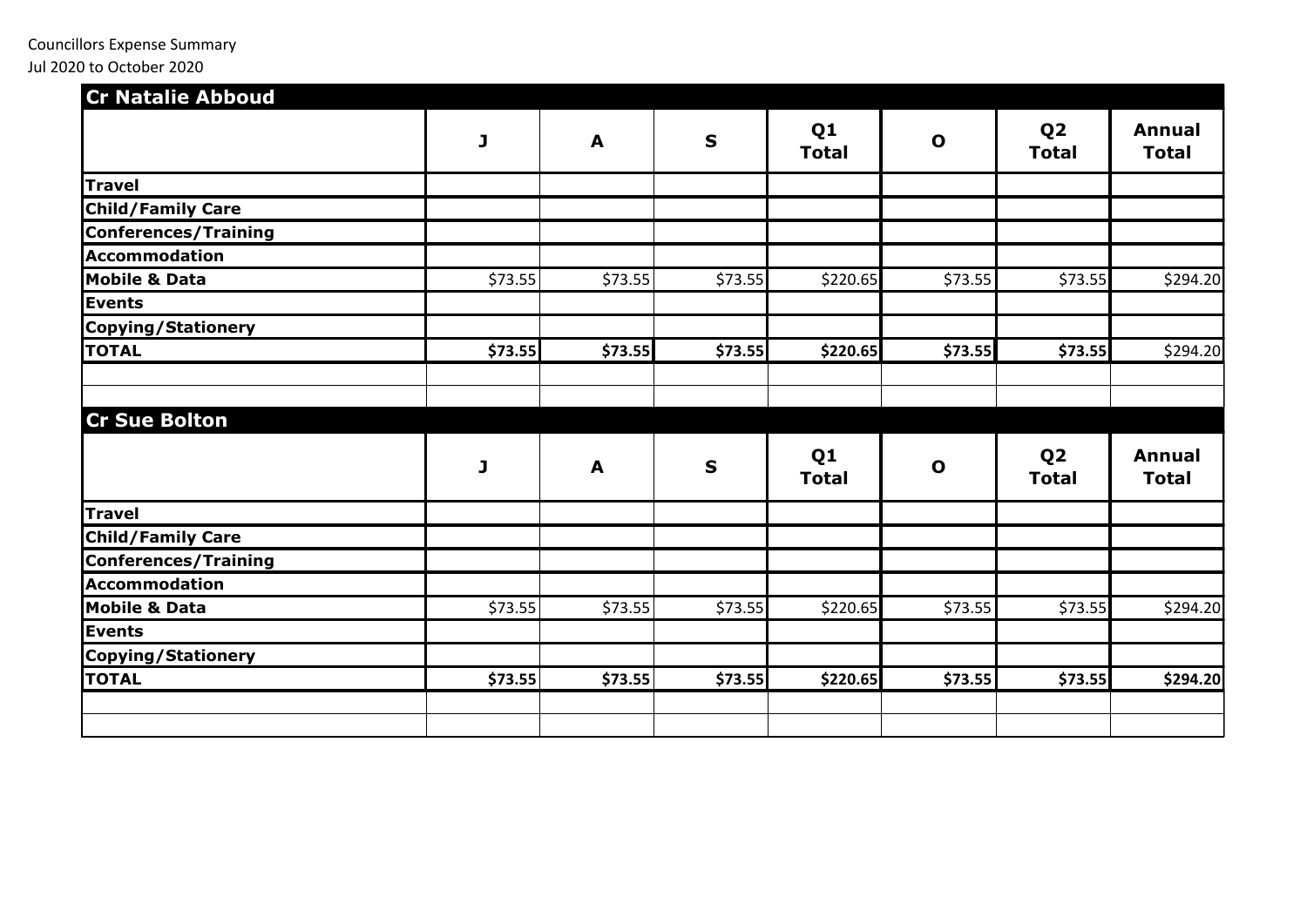Councillors Expense Summary

Jul 2020 to October 2020

## Cr Natalie Abboud

| | J | A | S | Q1 Total | O | Q2 Total | Annual Total |
|---|---|---|---|---|---|---|---|
| **Travel** | | | | | | | |
| **Child/Family Care** | | | | | | | |
| **Conferences/Training** | | | | | | | |
| **Accommodation** | | | | | | | |
| **Mobile & Data** | $73.55 | $73.55 | $73.55 | $220.65 | $73.55 | $73.55 | $294.20 |
| **Events** | | | | | | | |
| **Copying/Stationery** | | | | | | | |
| **TOTAL** | **$73.55** | **$73.55** | **$73.55** | **$220.65** | **$73.55** | **$73.55** | $294.20 |

## Cr Sue Bolton

| | J | A | S | Q1 Total | O | Q2 Total | Annual Total |
|---|---|---|---|---|---|---|---|
| **Travel** | | | | | | | |
| **Child/Family Care** | | | | | | | |
| **Conferences/Training** | | | | | | | |
| **Accommodation** | | | | | | | |
| **Mobile & Data** | $73.55 | $73.55 | $73.55 | $220.65 | $73.55 | $73.55 | $294.20 |
| **Events** | | | | | | | |
| **Copying/Stationery** | | | | | | | |
| **TOTAL** | **$73.55** | **$73.55** | **$73.55** | **$220.65** | **$73.55** | **$73.55** | **$294.20** |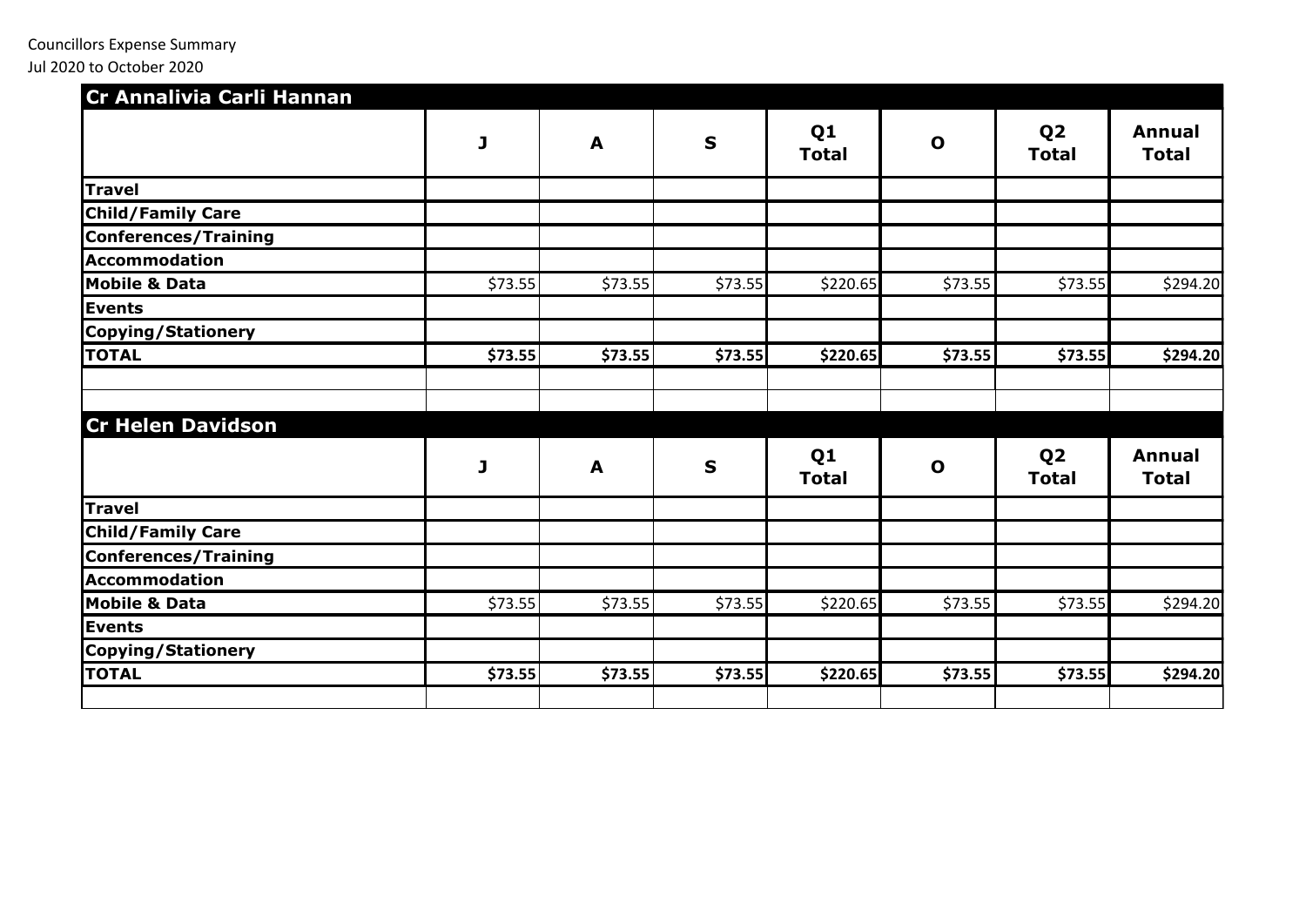Councillors Expense Summary
Jul 2020 to October 2020

## Cr Annalivia Carli Hannan

| | J | A | S | Q1 Total | O | Q2 Total | Annual Total |
|---|---|---|---|---|---|---|---|
| **Travel** | | | | | | | |
| **Child/Family Care** | | | | | | | |
| **Conferences/Training** | | | | | | | |
| **Accommodation** | | | | | | | |
| **Mobile & Data** | $73.55 | $73.55 | $73.55 | $220.65 | $73.55 | $73.55 | $294.20 |
| **Events** | | | | | | | |
| **Copying/Stationery** | | | | | | | |
| **TOTAL** | **$73.55** | **$73.55** | **$73.55** | **$220.65** | **$73.55** | **$73.55** | **$294.20** |

## Cr Helen Davidson

| | J | A | S | Q1 Total | O | Q2 Total | Annual Total |
|---|---|---|---|---|---|---|---|
| **Travel** | | | | | | | |
| **Child/Family Care** | | | | | | | |
| **Conferences/Training** | | | | | | | |
| **Accommodation** | | | | | | | |
| **Mobile & Data** | $73.55 | $73.55 | $73.55 | $220.65 | $73.55 | $73.55 | $294.20 |
| **Events** | | | | | | | |
| **Copying/Stationery** | | | | | | | |
| **TOTAL** | **$73.55** | **$73.55** | **$73.55** | **$220.65** | **$73.55** | **$73.55** | **$294.20** |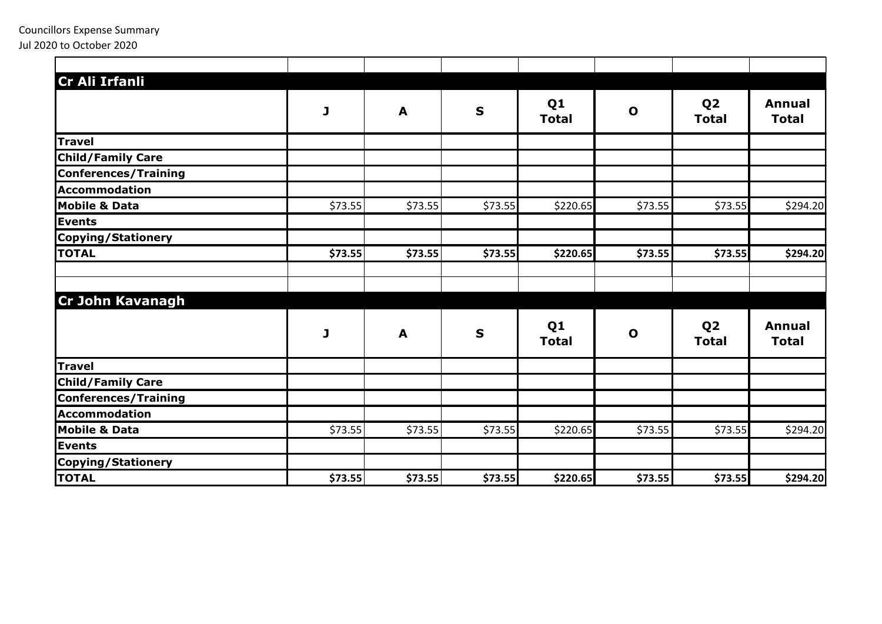Councillors Expense Summary
Jul 2020 to October 2020

## Cr Ali Irfanli

| | J | A | S | Q1 Total | O | Q2 Total | Annual Total |
|---|---|---|---|---|---|---|---|
| **Travel** | | | | | | | |
| **Child/Family Care** | | | | | | | |
| **Conferences/Training** | | | | | | | |
| **Accommodation** | | | | | | | |
| **Mobile & Data** | $73.55 | $73.55 | $73.55 | $220.65 | $73.55 | $73.55 | $294.20 |
| **Events** | | | | | | | |
| **Copying/Stationery** | | | | | | | |
| **TOTAL** | **$73.55** | **$73.55** | **$73.55** | **$220.65** | **$73.55** | **$73.55** | **$294.20** |

## Cr John Kavanagh

| | J | A | S | Q1 Total | O | Q2 Total | Annual Total |
|---|---|---|---|---|---|---|---|
| **Travel** | | | | | | | |
| **Child/Family Care** | | | | | | | |
| **Conferences/Training** | | | | | | | |
| **Accommodation** | | | | | | | |
| **Mobile & Data** | $73.55 | $73.55 | $73.55 | $220.65 | $73.55 | $73.55 | $294.20 |
| **Events** | | | | | | | |
| **Copying/Stationery** | | | | | | | |
| **TOTAL** | **$73.55** | **$73.55** | **$73.55** | **$220.65** | **$73.55** | **$73.55** | **$294.20** |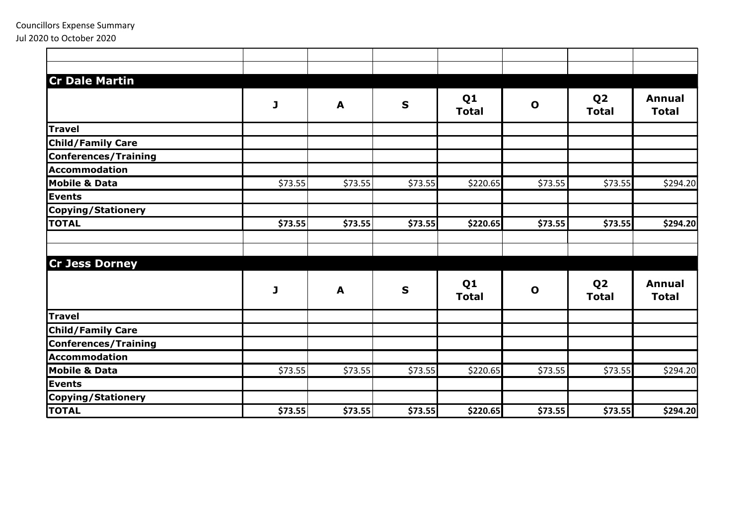Councillors Expense Summary
Jul 2020 to October 2020

## Cr Dale Martin

| | J | A | S | Q1 Total | O | Q2 Total | Annual Total |
|---|---|---|---|---|---|---|---|
| **Travel** | | | | | | | |
| **Child/Family Care** | | | | | | | |
| **Conferences/Training** | | | | | | | |
| **Accommodation** | | | | | | | |
| **Mobile & Data** | $73.55 | $73.55 | $73.55 | $220.65 | $73.55 | $73.55 | $294.20 |
| **Events** | | | | | | | |
| **Copying/Stationery** | | | | | | | |
| **TOTAL** | **$73.55** | **$73.55** | **$73.55** | **$220.65** | **$73.55** | **$73.55** | **$294.20** |

## Cr Jess Dorney

| | J | A | S | Q1 Total | O | Q2 Total | Annual Total |
|---|---|---|---|---|---|---|---|
| **Travel** | | | | | | | |
| **Child/Family Care** | | | | | | | |
| **Conferences/Training** | | | | | | | |
| **Accommodation** | | | | | | | |
| **Mobile & Data** | $73.55 | $73.55 | $73.55 | $220.65 | $73.55 | $73.55 | $294.20 |
| **Events** | | | | | | | |
| **Copying/Stationery** | | | | | | | |
| **TOTAL** | **$73.55** | **$73.55** | **$73.55** | **$220.65** | **$73.55** | **$73.55** | **$294.20** |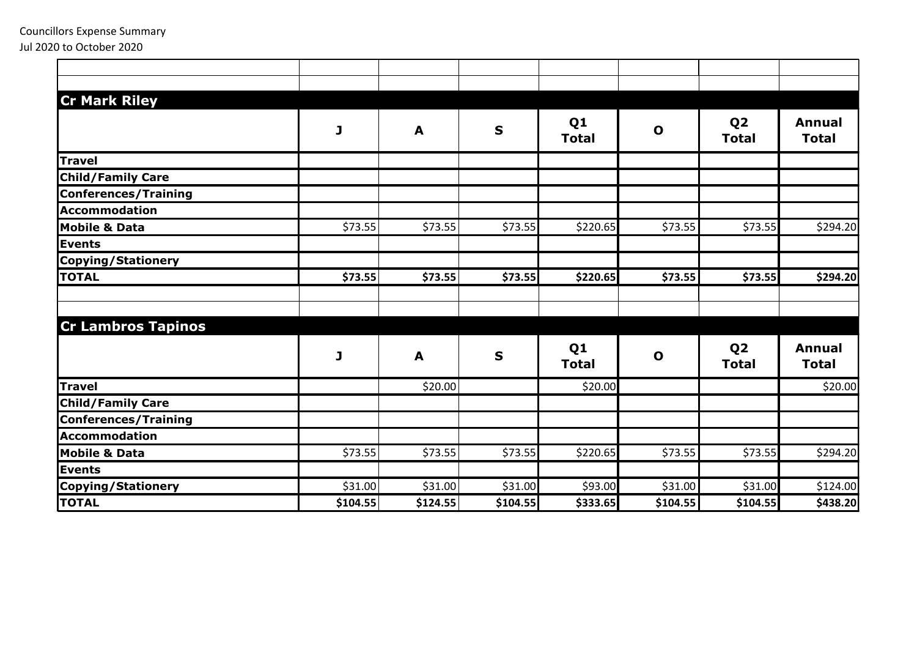Councillors Expense Summary
Jul 2020 to October 2020

## Cr Mark Riley

| | J | A | S | Q1 Total | O | Q2 Total | Annual Total |
|---|---|---|---|---|---|---|---|
| **Travel** | | | | | | | |
| **Child/Family Care** | | | | | | | |
| **Conferences/Training** | | | | | | | |
| **Accommodation** | | | | | | | |
| **Mobile & Data** | $73.55 | $73.55 | $73.55 | $220.65 | $73.55 | $73.55 | $294.20 |
| **Events** | | | | | | | |
| **Copying/Stationery** | | | | | | | |
| **TOTAL** | **$73.55** | **$73.55** | **$73.55** | **$220.65** | **$73.55** | **$73.55** | **$294.20** |

## Cr Lambros Tapinos

| | J | A | S | Q1 Total | O | Q2 Total | Annual Total |
|---|---|---|---|---|---|---|---|
| **Travel** | | $20.00 | | $20.00 | | | $20.00 |
| **Child/Family Care** | | | | | | | |
| **Conferences/Training** | | | | | | | |
| **Accommodation** | | | | | | | |
| **Mobile & Data** | $73.55 | $73.55 | $73.55 | $220.65 | $73.55 | $73.55 | $294.20 |
| **Events** | | | | | | | |
| **Copying/Stationery** | $31.00 | $31.00 | $31.00 | $93.00 | $31.00 | $31.00 | $124.00 |
| **TOTAL** | **$104.55** | **$124.55** | **$104.55** | **$333.65** | **$104.55** | **$104.55** | **$438.20** |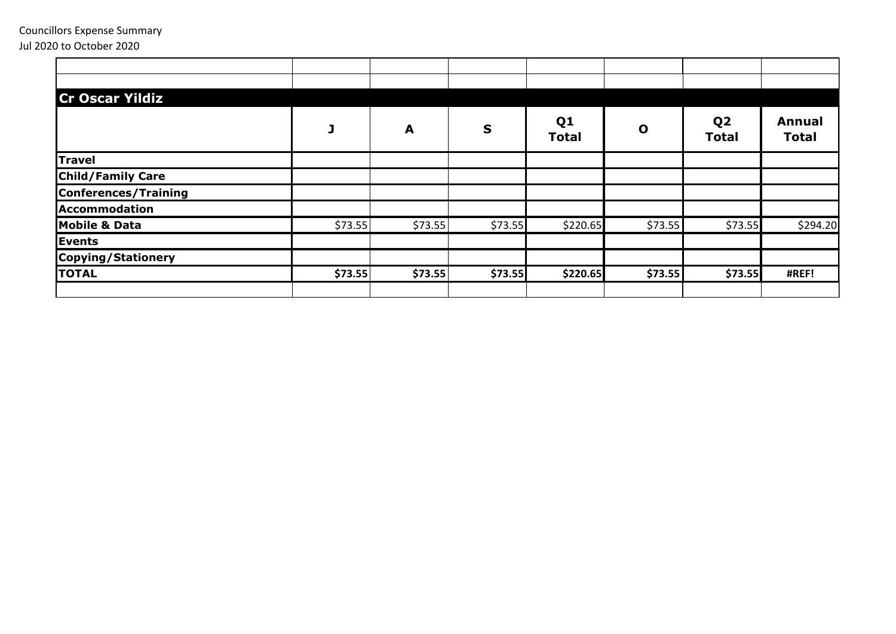Councillors Expense Summary
Jul 2020 to October 2020

| | | | | | | | |
|---|---|---|---|---|---|---|---|
| **Cr Oscar Yildiz** | | | | | | | |
| | **J** | **A** | **S** | **Q1 Total** | **O** | **Q2 Total** | **Annual Total** |
| **Travel** | | | | | | | |
| **Child/Family Care** | | | | | | | |
| **Conferences/Training** | | | | | | | |
| **Accommodation** | | | | | | | |
| **Mobile & Data** | $73.55 | $73.55 | $73.55 | $220.65 | $73.55 | $73.55 | $294.20 |
| **Events** | | | | | | | |
| **Copying/Stationery** | | | | | | | |
| **TOTAL** | **$73.55** | **$73.55** | **$73.55** | **$220.65** | **$73.55** | **$73.55** | **#REF!** |